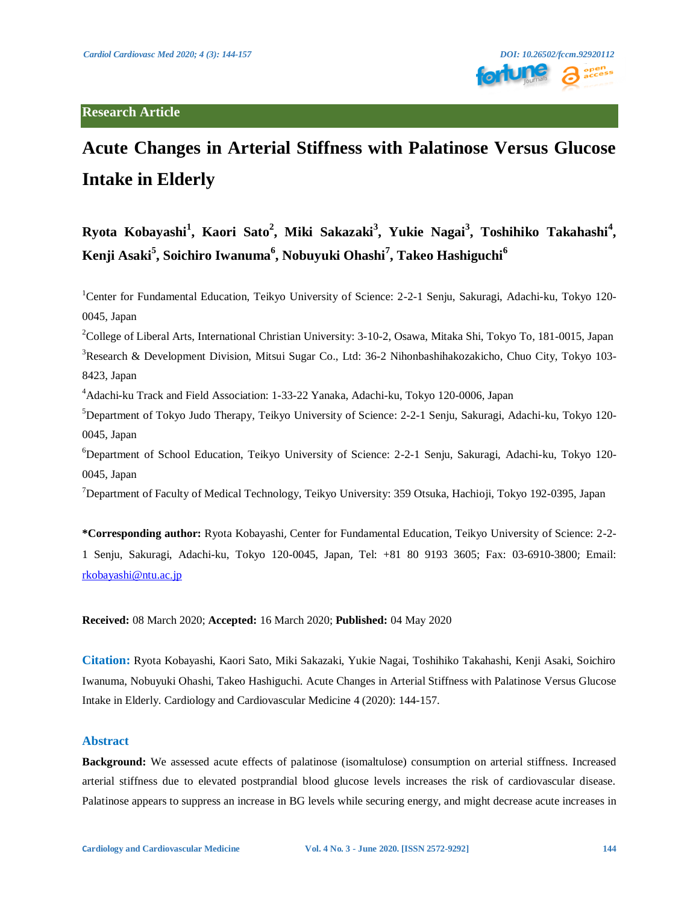**Research Article**

# Acute Changes in Arterial Stiffness with Palatinose Versus Glucose Intake in Elderly

**Ryota Kobayashi[1], Kaori Sato[2], Miki Sakazaki[3], Yukie Nagai[3], Toshihiko Takahashi[4], Kenji Asaki[5], Soichiro Iwanuma[6], Nobuyuki Ohashi[7], Takeo Hashiguchi[6]**

[1]Center for Fundamental Education, Teikyo University of Science: 2-2-1 Senju, Sakuragi, Adachi-ku, Tokyo 120-0045, Japan

[2]College of Liberal Arts, International Christian University: 3-10-2, Osawa, Mitaka Shi, Tokyo To, 181-0015, Japan

[3]Research & Development Division, Mitsui Sugar Co., Ltd: 36-2 Nihonbashihakozakicho, Chuo City, Tokyo 103-8423, Japan

[4]Adachi-ku Track and Field Association: 1-33-22 Yanaka, Adachi-ku, Tokyo 120-0006, Japan

[5]Department of Tokyo Judo Therapy, Teikyo University of Science: 2-2-1 Senju, Sakuragi, Adachi-ku, Tokyo 120-0045, Japan

[6]Department of School Education, Teikyo University of Science: 2-2-1 Senju, Sakuragi, Adachi-ku, Tokyo 120-0045, Japan

[7]Department of Faculty of Medical Technology, Teikyo University: 359 Otsuka, Hachioji, Tokyo 192-0395, Japan

**\*Corresponding author:** Ryota Kobayashi, Center for Fundamental Education, Teikyo University of Science: 2-2-1 Senju, Sakuragi, Adachi-ku, Tokyo 120-0045, Japan, Tel: +81 80 9193 3605; Fax: 03-6910-3800; Email: rkobayashi@ntu.ac.jp

**Received:** 08 March 2020; **Accepted:** 16 March 2020; **Published:** 04 May 2020

**Citation:** Ryota Kobayashi, Kaori Sato, Miki Sakazaki, Yukie Nagai, Toshihiko Takahashi, Kenji Asaki, Soichiro Iwanuma, Nobuyuki Ohashi, Takeo Hashiguchi. Acute Changes in Arterial Stiffness with Palatinose Versus Glucose Intake in Elderly. Cardiology and Cardiovascular Medicine 4 (2020): 144-157.

## Abstract

**Background:** We assessed acute effects of palatinose (isomaltulose) consumption on arterial stiffness. Increased arterial stiffness due to elevated postprandial blood glucose levels increases the risk of cardiovascular disease. Palatinose appears to suppress an increase in BG levels while securing energy, and might decrease acute increases in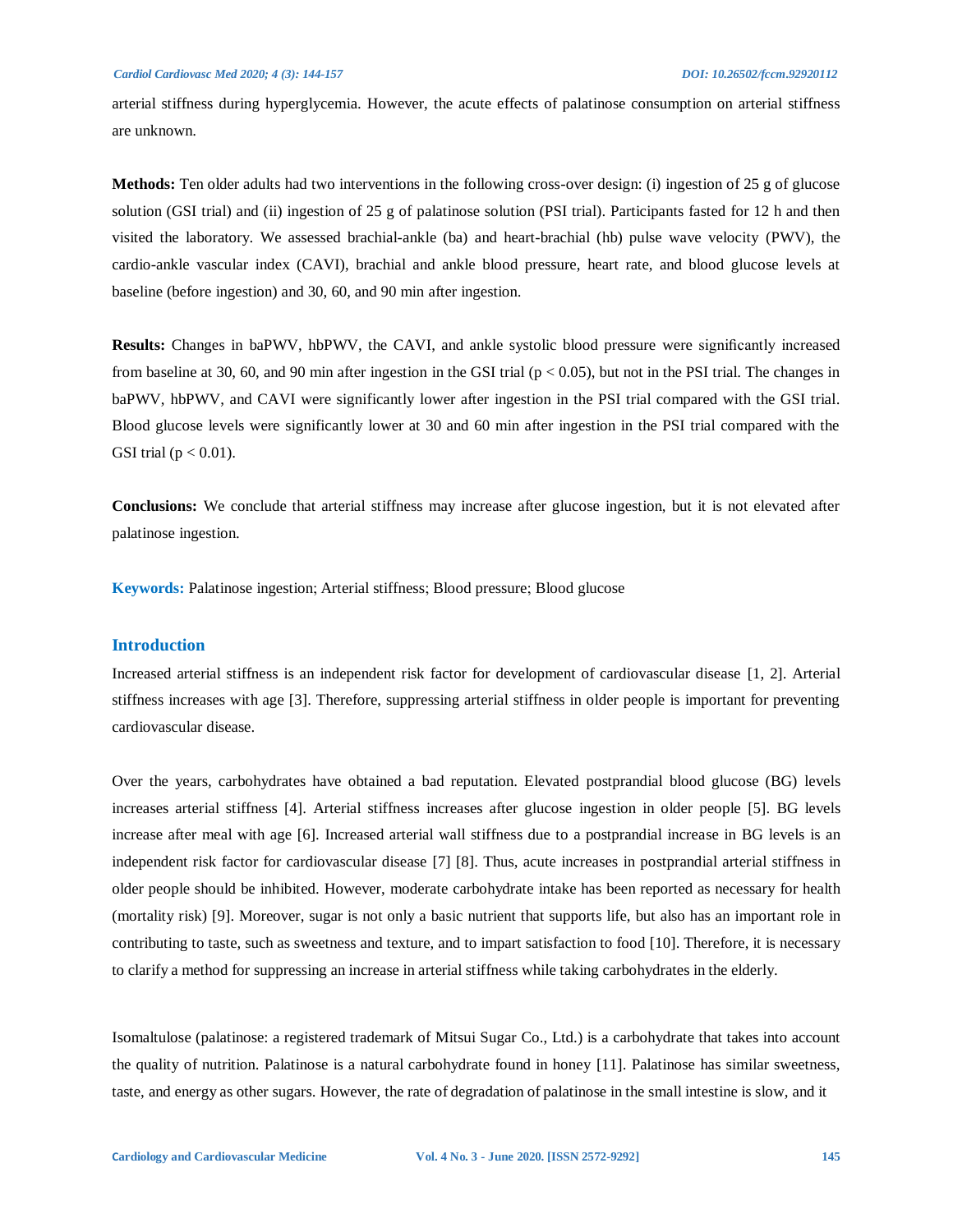arterial stiffness during hyperglycemia. However, the acute effects of palatinose consumption on arterial stiffness are unknown.

**Methods:** Ten older adults had two interventions in the following cross-over design: (i) ingestion of 25 g of glucose solution (GSI trial) and (ii) ingestion of 25 g of palatinose solution (PSI trial). Participants fasted for 12 h and then visited the laboratory. We assessed brachial-ankle (ba) and heart-brachial (hb) pulse wave velocity (PWV), the cardio-ankle vascular index (CAVI), brachial and ankle blood pressure, heart rate, and blood glucose levels at baseline (before ingestion) and 30, 60, and 90 min after ingestion.

**Results:** Changes in baPWV, hbPWV, the CAVI, and ankle systolic blood pressure were significantly increased from baseline at 30, 60, and 90 min after ingestion in the GSI trial ($p < 0.05$), but not in the PSI trial. The changes in baPWV, hbPWV, and CAVI were significantly lower after ingestion in the PSI trial compared with the GSI trial. Blood glucose levels were significantly lower at 30 and 60 min after ingestion in the PSI trial compared with the GSI trial ($p < 0.01$).

**Conclusions:** We conclude that arterial stiffness may increase after glucose ingestion, but it is not elevated after palatinose ingestion.

**Keywords:** Palatinose ingestion; Arterial stiffness; Blood pressure; Blood glucose

## Introduction

Increased arterial stiffness is an independent risk factor for development of cardiovascular disease [1, 2]. Arterial stiffness increases with age [3]. Therefore, suppressing arterial stiffness in older people is important for preventing cardiovascular disease.

Over the years, carbohydrates have obtained a bad reputation. Elevated postprandial blood glucose (BG) levels increases arterial stiffness [4]. Arterial stiffness increases after glucose ingestion in older people [5]. BG levels increase after meal with age [6]. Increased arterial wall stiffness due to a postprandial increase in BG levels is an independent risk factor for cardiovascular disease [7] [8]. Thus, acute increases in postprandial arterial stiffness in older people should be inhibited. However, moderate carbohydrate intake has been reported as necessary for health (mortality risk) [9]. Moreover, sugar is not only a basic nutrient that supports life, but also has an important role in contributing to taste, such as sweetness and texture, and to impart satisfaction to food [10]. Therefore, it is necessary to clarify a method for suppressing an increase in arterial stiffness while taking carbohydrates in the elderly.

Isomaltulose (palatinose: a registered trademark of Mitsui Sugar Co., Ltd.) is a carbohydrate that takes into account the quality of nutrition. Palatinose is a natural carbohydrate found in honey [11]. Palatinose has similar sweetness, taste, and energy as other sugars. However, the rate of degradation of palatinose in the small intestine is slow, and it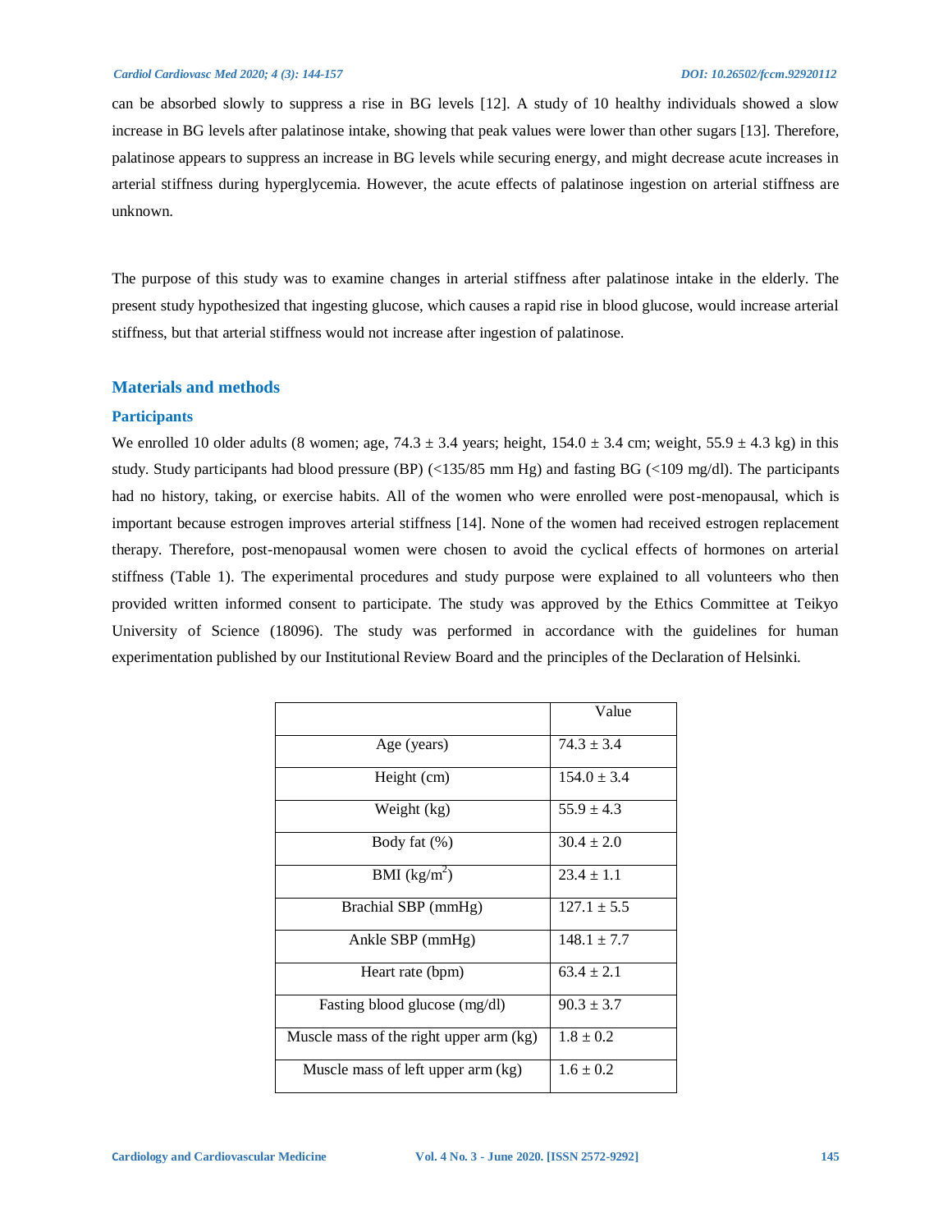can be absorbed slowly to suppress a rise in BG levels [12]. A study of 10 healthy individuals showed a slow increase in BG levels after palatinose intake, showing that peak values were lower than other sugars [13]. Therefore, palatinose appears to suppress an increase in BG levels while securing energy, and might decrease acute increases in arterial stiffness during hyperglycemia. However, the acute effects of palatinose ingestion on arterial stiffness are unknown.

The purpose of this study was to examine changes in arterial stiffness after palatinose intake in the elderly. The present study hypothesized that ingesting glucose, which causes a rapid rise in blood glucose, would increase arterial stiffness, but that arterial stiffness would not increase after ingestion of palatinose.

## Materials and methods

### Participants

We enrolled 10 older adults (8 women; age, 74.3 ± 3.4 years; height, 154.0 ± 3.4 cm; weight, 55.9 ± 4.3 kg) in this study. Study participants had blood pressure (BP) (<135/85 mm Hg) and fasting BG (<109 mg/dl). The participants had no history, taking, or exercise habits. All of the women who were enrolled were post-menopausal, which is important because estrogen improves arterial stiffness [14]. None of the women had received estrogen replacement therapy. Therefore, post-menopausal women were chosen to avoid the cyclical effects of hormones on arterial stiffness (Table 1). The experimental procedures and study purpose were explained to all volunteers who then provided written informed consent to participate. The study was approved by the Ethics Committee at Teikyo University of Science (18096). The study was performed in accordance with the guidelines for human experimentation published by our Institutional Review Board and the principles of the Declaration of Helsinki.

| | Value |
|---|---|
| Age (years) | 74.3 ± 3.4 |
| Height (cm) | 154.0 ± 3.4 |
| Weight (kg) | 55.9 ± 4.3 |
| Body fat (%) | 30.4 ± 2.0 |
| BMI (kg/m$^2$) | 23.4 ± 1.1 |
| Brachial SBP (mmHg) | 127.1 ± 5.5 |
| Ankle SBP (mmHg) | 148.1 ± 7.7 |
| Heart rate (bpm) | 63.4 ± 2.1 |
| Fasting blood glucose (mg/dl) | 90.3 ± 3.7 |
| Muscle mass of the right upper arm (kg) | 1.8 ± 0.2 |
| Muscle mass of left upper arm (kg) | 1.6 ± 0.2 |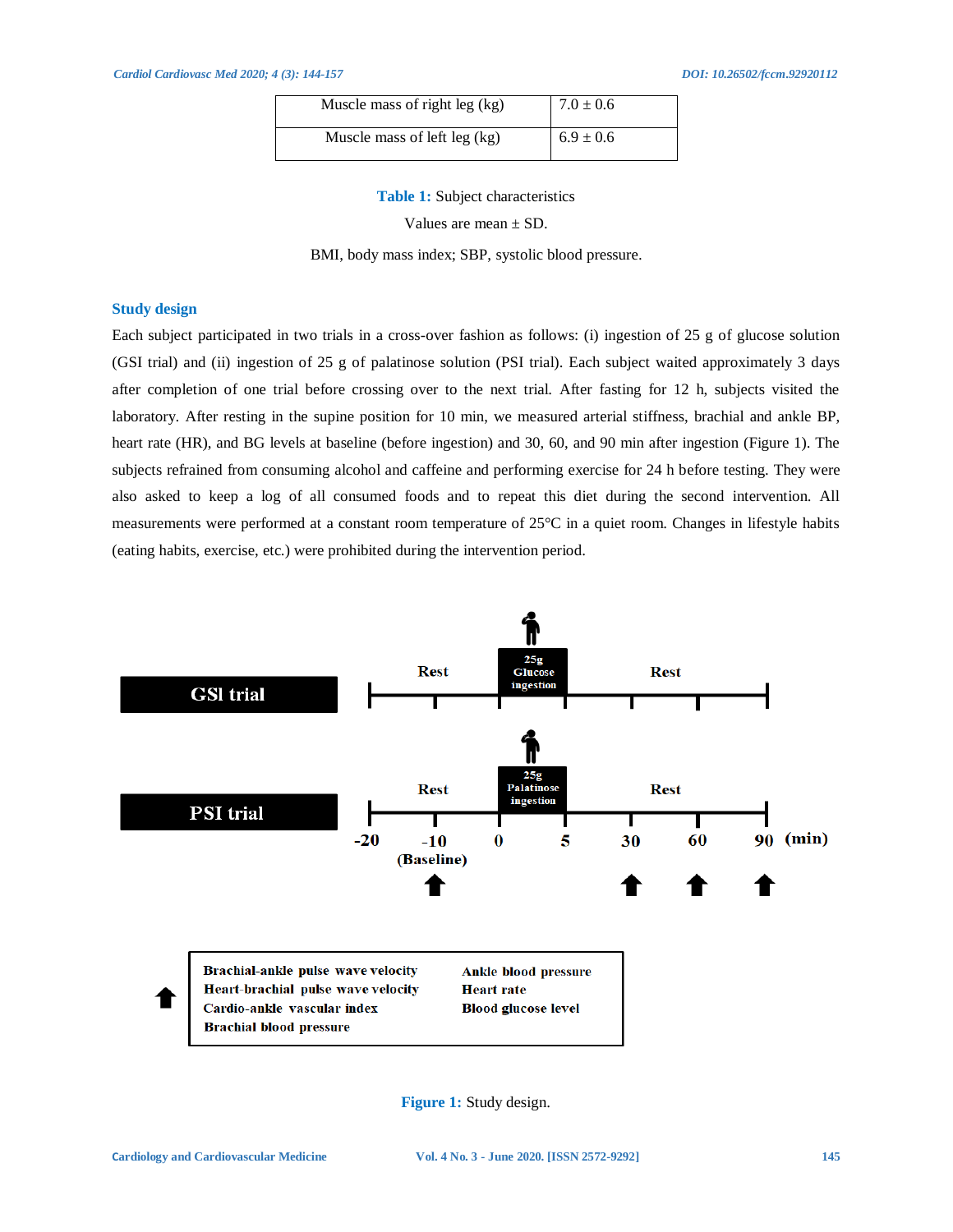| Muscle mass of right leg (kg) | 7.0 ± 0.6 |
|---|---|
| Muscle mass of left leg (kg) | 6.9 ± 0.6 |

**Table 1:** Subject characteristics

Values are mean ± SD.

BMI, body mass index; SBP, systolic blood pressure.

## Study design

Each subject participated in two trials in a cross-over fashion as follows: (i) ingestion of 25 g of glucose solution (GSI trial) and (ii) ingestion of 25 g of palatinose solution (PSI trial). Each subject waited approximately 3 days after completion of one trial before crossing over to the next trial. After fasting for 12 h, subjects visited the laboratory. After resting in the supine position for 10 min, we measured arterial stiffness, brachial and ankle BP, heart rate (HR), and BG levels at baseline (before ingestion) and 30, 60, and 90 min after ingestion (Figure 1). The subjects refrained from consuming alcohol and caffeine and performing exercise for 24 h before testing. They were also asked to keep a log of all consumed foods and to repeat this diet during the second intervention. All measurements were performed at a constant room temperature of 25°C in a quiet room. Changes in lifestyle habits (eating habits, exercise, etc.) were prohibited during the intervention period.

**Figure 1:** Study design.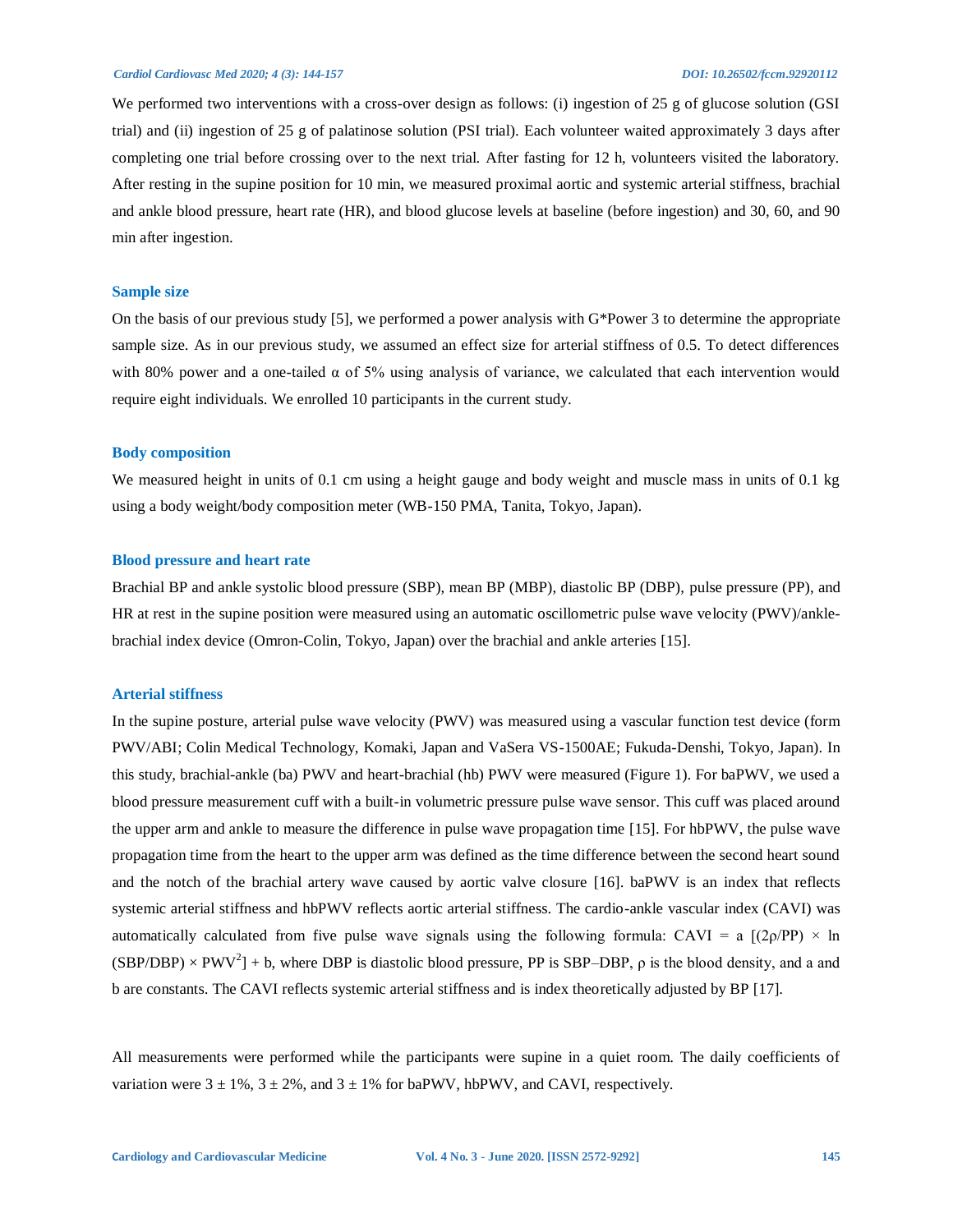We performed two interventions with a cross-over design as follows: (i) ingestion of 25 g of glucose solution (GSI trial) and (ii) ingestion of 25 g of palatinose solution (PSI trial). Each volunteer waited approximately 3 days after completing one trial before crossing over to the next trial. After fasting for 12 h, volunteers visited the laboratory. After resting in the supine position for 10 min, we measured proximal aortic and systemic arterial stiffness, brachial and ankle blood pressure, heart rate (HR), and blood glucose levels at baseline (before ingestion) and 30, 60, and 90 min after ingestion.

### Sample size

On the basis of our previous study [5], we performed a power analysis with G*Power 3 to determine the appropriate sample size. As in our previous study, we assumed an effect size for arterial stiffness of 0.5. To detect differences with 80% power and a one-tailed $\alpha$ of 5% using analysis of variance, we calculated that each intervention would require eight individuals. We enrolled 10 participants in the current study.

### Body composition

We measured height in units of 0.1 cm using a height gauge and body weight and muscle mass in units of 0.1 kg using a body weight/body composition meter (WB-150 PMA, Tanita, Tokyo, Japan).

### Blood pressure and heart rate

Brachial BP and ankle systolic blood pressure (SBP), mean BP (MBP), diastolic BP (DBP), pulse pressure (PP), and HR at rest in the supine position were measured using an automatic oscillometric pulse wave velocity (PWV)/ankle-brachial index device (Omron-Colin, Tokyo, Japan) over the brachial and ankle arteries [15].

### Arterial stiffness

In the supine posture, arterial pulse wave velocity (PWV) was measured using a vascular function test device (form PWV/ABI; Colin Medical Technology, Komaki, Japan and VaSera VS-1500AE; Fukuda-Denshi, Tokyo, Japan). In this study, brachial-ankle (ba) PWV and heart-brachial (hb) PWV were measured (Figure 1). For baPWV, we used a blood pressure measurement cuff with a built-in volumetric pressure pulse wave sensor. This cuff was placed around the upper arm and ankle to measure the difference in pulse wave propagation time [15]. For hbPWV, the pulse wave propagation time from the heart to the upper arm was defined as the time difference between the second heart sound and the notch of the brachial artery wave caused by aortic valve closure [16]. baPWV is an index that reflects systemic arterial stiffness and hbPWV reflects aortic arterial stiffness. The cardio-ankle vascular index (CAVI) was automatically calculated from five pulse wave signals using the following formula: $CAVI = a\,[(2\rho/PP) \times \ln(SBP/DBP) \times PWV^2] + b$, where DBP is diastolic blood pressure, PP is SBP–DBP, $\rho$ is the blood density, and a and b are constants. The CAVI reflects systemic arterial stiffness and is index theoretically adjusted by BP [17].

All measurements were performed while the participants were supine in a quiet room. The daily coefficients of variation were $3 \pm 1\%$, $3 \pm 2\%$, and $3 \pm 1\%$ for baPWV, hbPWV, and CAVI, respectively.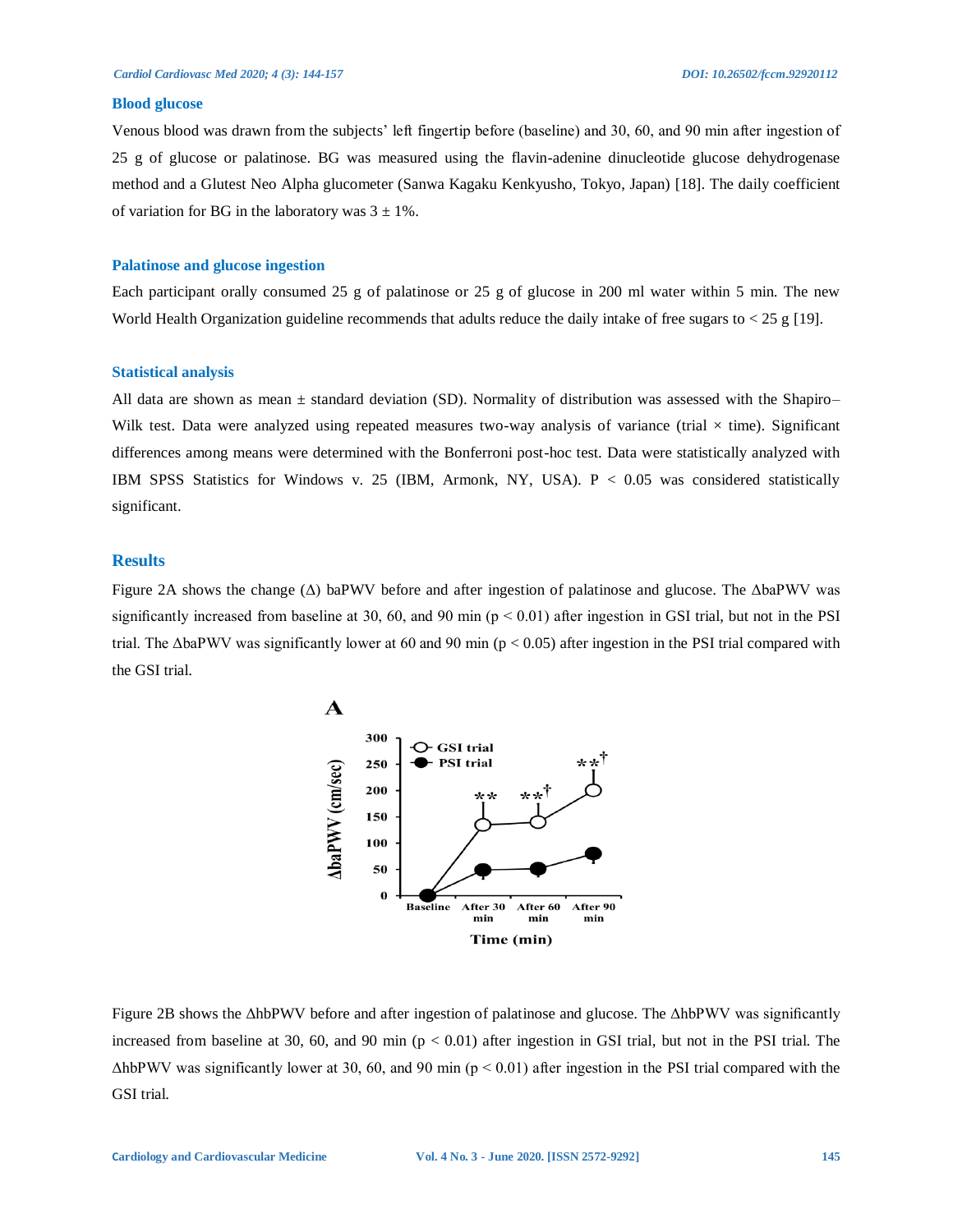### Blood glucose

Venous blood was drawn from the subjects' left fingertip before (baseline) and 30, 60, and 90 min after ingestion of 25 g of glucose or palatinose. BG was measured using the flavin-adenine dinucleotide glucose dehydrogenase method and a Glutest Neo Alpha glucometer (Sanwa Kagaku Kenkyusho, Tokyo, Japan) [18]. The daily coefficient of variation for BG in the laboratory was 3 ± 1%.

### Palatinose and glucose ingestion

Each participant orally consumed 25 g of palatinose or 25 g of glucose in 200 ml water within 5 min. The new World Health Organization guideline recommends that adults reduce the daily intake of free sugars to < 25 g [19].

### Statistical analysis

All data are shown as mean ± standard deviation (SD). Normality of distribution was assessed with the Shapiro–Wilk test. Data were analyzed using repeated measures two-way analysis of variance (trial × time). Significant differences among means were determined with the Bonferroni post-hoc test. Data were statistically analyzed with IBM SPSS Statistics for Windows v. 25 (IBM, Armonk, NY, USA). P < 0.05 was considered statistically significant.

## Results

Figure 2A shows the change (Δ) baPWV before and after ingestion of palatinose and glucose. The ΔbaPWV was significantly increased from baseline at 30, 60, and 90 min ($p < 0.01$) after ingestion in GSI trial, but not in the PSI trial. The ΔbaPWV was significantly lower at 60 and 90 min ($p < 0.05$) after ingestion in the PSI trial compared with the GSI trial.

Figure 2B shows the ΔhbPWV before and after ingestion of palatinose and glucose. The ΔhbPWV was significantly increased from baseline at 30, 60, and 90 min ($p < 0.01$) after ingestion in GSI trial, but not in the PSI trial. The ΔhbPWV was significantly lower at 30, 60, and 90 min ($p < 0.01$) after ingestion in the PSI trial compared with the GSI trial.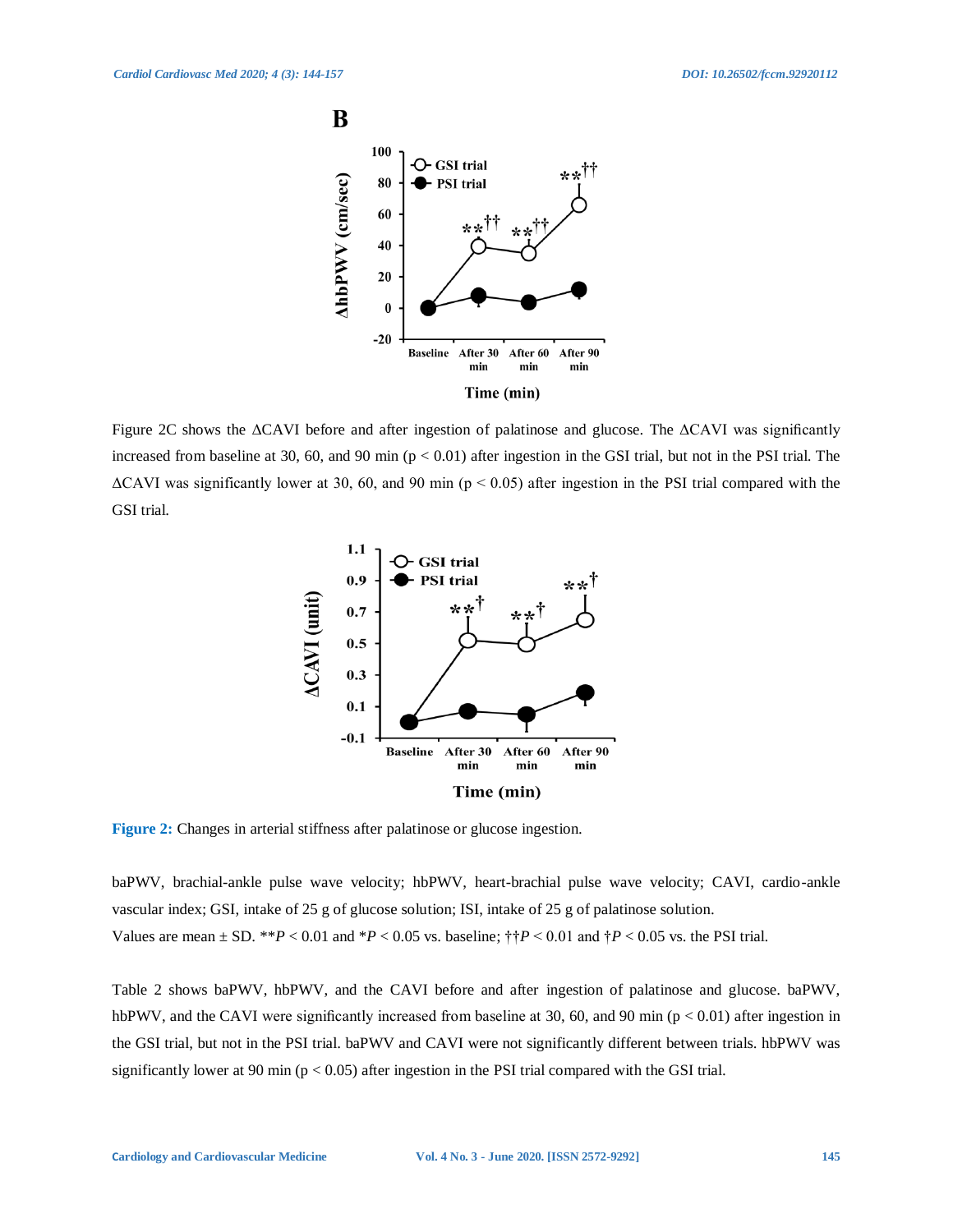Figure 2C shows the ΔCAVI before and after ingestion of palatinose and glucose. The ΔCAVI was significantly increased from baseline at 30, 60, and 90 min ($p < 0.01$) after ingestion in the GSI trial, but not in the PSI trial. The ΔCAVI was significantly lower at 30, 60, and 90 min ($p < 0.05$) after ingestion in the PSI trial compared with the GSI trial.

**Figure 2:** Changes in arterial stiffness after palatinose or glucose ingestion.

baPWV, brachial-ankle pulse wave velocity; hbPWV, heart-brachial pulse wave velocity; CAVI, cardio-ankle vascular index; GSI, intake of 25 g of glucose solution; ISI, intake of 25 g of palatinose solution.
Values are mean ± SD. \*\**P* < 0.01 and \**P* < 0.05 vs. baseline; ††*P* < 0.01 and †*P* < 0.05 vs. the PSI trial.

Table 2 shows baPWV, hbPWV, and the CAVI before and after ingestion of palatinose and glucose. baPWV, hbPWV, and the CAVI were significantly increased from baseline at 30, 60, and 90 min ($p < 0.01$) after ingestion in the GSI trial, but not in the PSI trial. baPWV and CAVI were not significantly different between trials. hbPWV was significantly lower at 90 min ($p < 0.05$) after ingestion in the PSI trial compared with the GSI trial.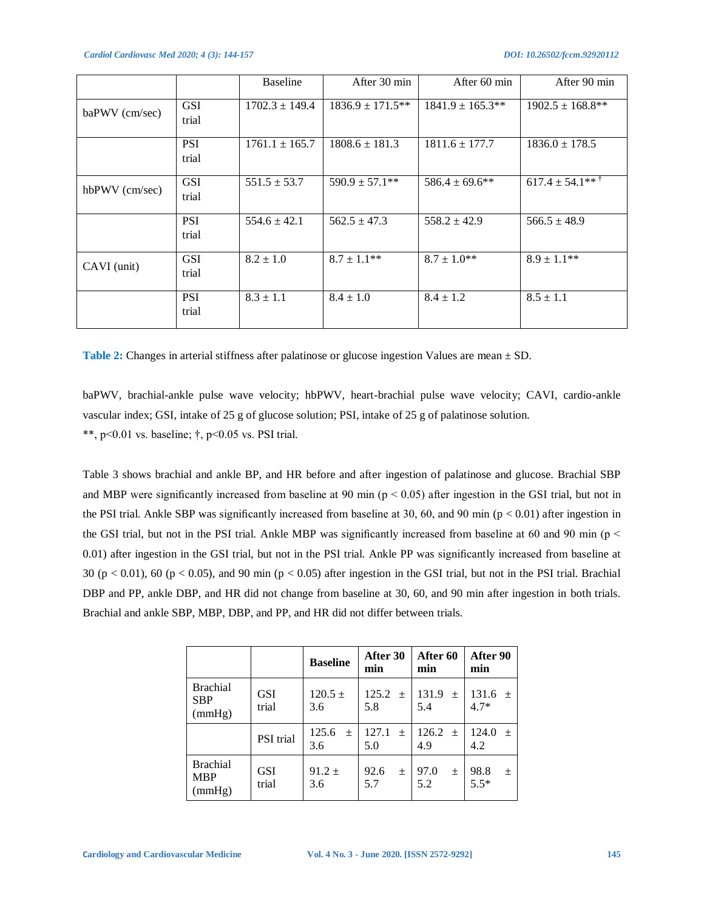|  |  | Baseline | After 30 min | After 60 min | After 90 min |
|---|---|---|---|---|---|
| baPWV (cm/sec) | GSI trial | 1702.3 ± 149.4 | 1836.9 ± 171.5** | 1841.9 ± 165.3** | 1902.5 ± 168.8** |
|  | PSI trial | 1761.1 ± 165.7 | 1808.6 ± 181.3 | 1811.6 ± 177.7 | 1836.0 ± 178.5 |
| hbPWV (cm/sec) | GSI trial | 551.5 ± 53.7 | 590.9 ± 57.1** | 586.4 ± 69.6** | 617.4 ± 54.1** † |
|  | PSI trial | 554.6 ± 42.1 | 562.5 ± 47.3 | 558.2 ± 42.9 | 566.5 ± 48.9 |
| CAVI (unit) | GSI trial | 8.2 ± 1.0 | 8.7 ± 1.1** | 8.7 ± 1.0** | 8.9 ± 1.1** |
|  | PSI trial | 8.3 ± 1.1 | 8.4 ± 1.0 | 8.4 ± 1.2 | 8.5 ± 1.1 |

**Table 2:** Changes in arterial stiffness after palatinose or glucose ingestion Values are mean ± SD.

baPWV, brachial-ankle pulse wave velocity; hbPWV, heart-brachial pulse wave velocity; CAVI, cardio-ankle vascular index; GSI, intake of 25 g of glucose solution; PSI, intake of 25 g of palatinose solution.
**, p<0.01 vs. baseline; †, p<0.05 vs. PSI trial.

Table 3 shows brachial and ankle BP, and HR before and after ingestion of palatinose and glucose. Brachial SBP and MBP were significantly increased from baseline at 90 min ($p < 0.05$) after ingestion in the GSI trial, but not in the PSI trial. Ankle SBP was significantly increased from baseline at 30, 60, and 90 min ($p < 0.01$) after ingestion in the GSI trial, but not in the PSI trial. Ankle MBP was significantly increased from baseline at 60 and 90 min ($p < 0.01$) after ingestion in the GSI trial, but not in the PSI trial. Ankle PP was significantly increased from baseline at 30 ($p < 0.01$), 60 ($p < 0.05$), and 90 min ($p < 0.05$) after ingestion in the GSI trial, but not in the PSI trial. Brachial DBP and PP, ankle DBP, and HR did not change from baseline at 30, 60, and 90 min after ingestion in both trials. Brachial and ankle SBP, MBP, DBP, and PP, and HR did not differ between trials.

|  |  | **Baseline** | **After 30 min** | **After 60 min** | **After 90 min** |
|---|---|---|---|---|---|
| Brachial SBP (mmHg) | GSI trial | 120.5 ± 3.6 | 125.2 ± 5.8 | 131.9 ± 5.4 | 131.6 ± 4.7* |
|  | PSI trial | 125.6 ± 3.6 | 127.1 ± 5.0 | 126.2 ± 4.9 | 124.0 ± 4.2 |
| Brachial MBP (mmHg) | GSI trial | 91.2 ± 3.6 | 92.6 ± 5.7 | 97.0 ± 5.2 | 98.8 ± 5.5* |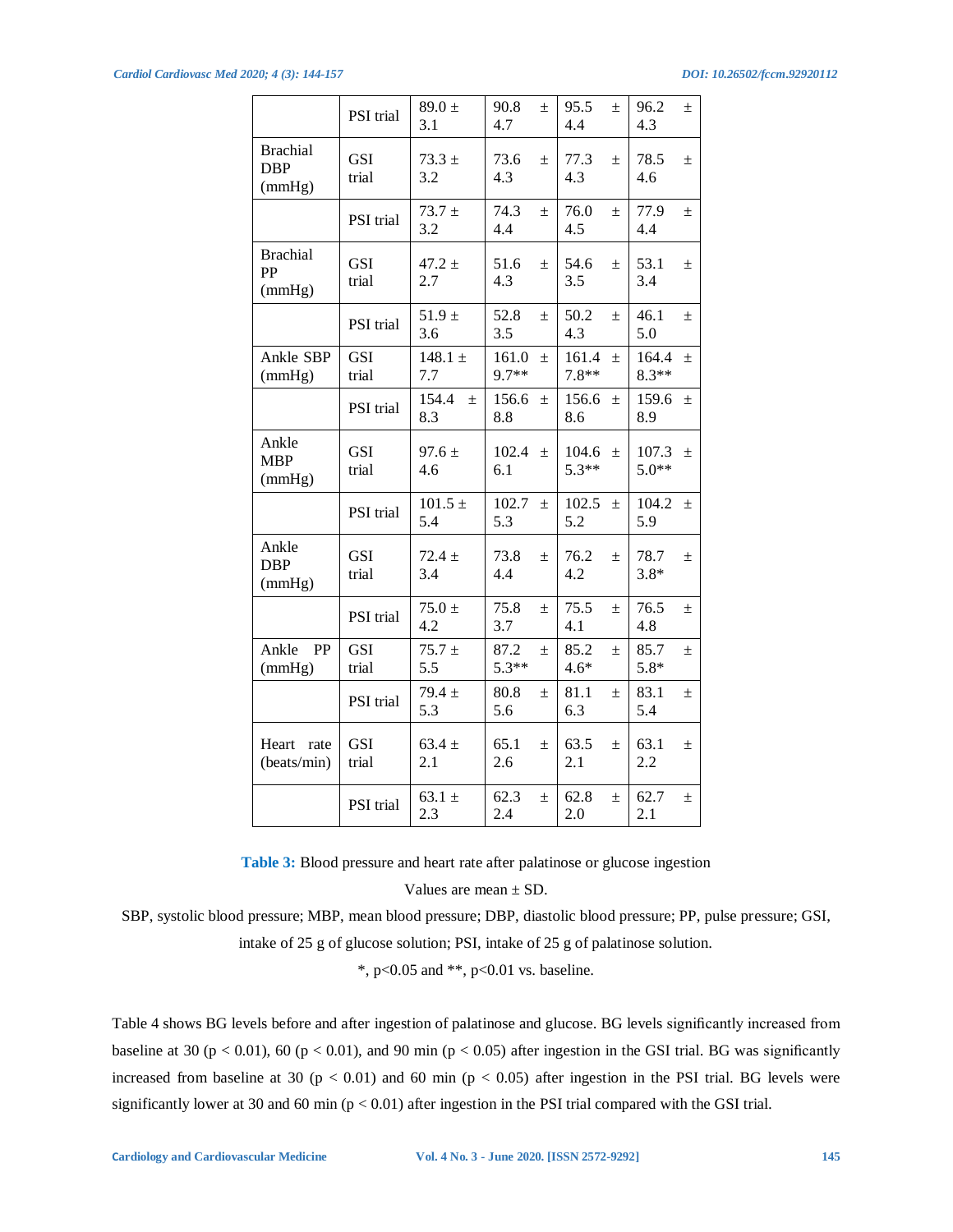|  |  |  |  |  |  |
|---|---|---|---|---|---|
|  | PSI trial | 89.0 ± 3.1 | 90.8 ± 4.7 | 95.5 ± 4.4 | 96.2 ± 4.3 |
| Brachial DBP (mmHg) | GSI trial | 73.3 ± 3.2 | 73.6 ± 4.3 | 77.3 ± 4.3 | 78.5 ± 4.6 |
|  | PSI trial | 73.7 ± 3.2 | 74.3 ± 4.4 | 76.0 ± 4.5 | 77.9 ± 4.4 |
| Brachial PP (mmHg) | GSI trial | 47.2 ± 2.7 | 51.6 ± 4.3 | 54.6 ± 3.5 | 53.1 ± 3.4 |
|  | PSI trial | 51.9 ± 3.6 | 52.8 ± 3.5 | 50.2 ± 4.3 | 46.1 ± 5.0 |
| Ankle SBP (mmHg) | GSI trial | 148.1 ± 7.7 | 161.0 ± 9.7** | 161.4 ± 7.8** | 164.4 ± 8.3** |
|  | PSI trial | 154.4 ± 8.3 | 156.6 ± 8.8 | 156.6 ± 8.6 | 159.6 ± 8.9 |
| Ankle MBP (mmHg) | GSI trial | 97.6 ± 4.6 | 102.4 ± 6.1 | 104.6 ± 5.3** | 107.3 ± 5.0** |
|  | PSI trial | 101.5 ± 5.4 | 102.7 ± 5.3 | 102.5 ± 5.2 | 104.2 ± 5.9 |
| Ankle DBP (mmHg) | GSI trial | 72.4 ± 3.4 | 73.8 ± 4.4 | 76.2 ± 4.2 | 78.7 ± 3.8* |
|  | PSI trial | 75.0 ± 4.2 | 75.8 ± 3.7 | 75.5 ± 4.1 | 76.5 ± 4.8 |
| Ankle PP (mmHg) | GSI trial | 75.7 ± 5.5 | 87.2 ± 5.3** | 85.2 ± 4.6* | 85.7 ± 5.8* |
|  | PSI trial | 79.4 ± 5.3 | 80.8 ± 5.6 | 81.1 ± 6.3 | 83.1 ± 5.4 |
| Heart rate (beats/min) | GSI trial | 63.4 ± 2.1 | 65.1 ± 2.6 | 63.5 ± 2.1 | 63.1 ± 2.2 |
|  | PSI trial | 63.1 ± 2.3 | 62.3 ± 2.4 | 62.8 ± 2.0 | 62.7 ± 2.1 |

**Table 3:** Blood pressure and heart rate after palatinose or glucose ingestion

Values are mean ± SD.

SBP, systolic blood pressure; MBP, mean blood pressure; DBP, diastolic blood pressure; PP, pulse pressure; GSI, intake of 25 g of glucose solution; PSI, intake of 25 g of palatinose solution.

*, $p<0.05$ and **, $p<0.01$ vs. baseline.

Table 4 shows BG levels before and after ingestion of palatinose and glucose. BG levels significantly increased from baseline at 30 ($p < 0.01$), 60 ($p < 0.01$), and 90 min ($p < 0.05$) after ingestion in the GSI trial. BG was significantly increased from baseline at 30 ($p < 0.01$) and 60 min ($p < 0.05$) after ingestion in the PSI trial. BG levels were significantly lower at 30 and 60 min ($p < 0.01$) after ingestion in the PSI trial compared with the GSI trial.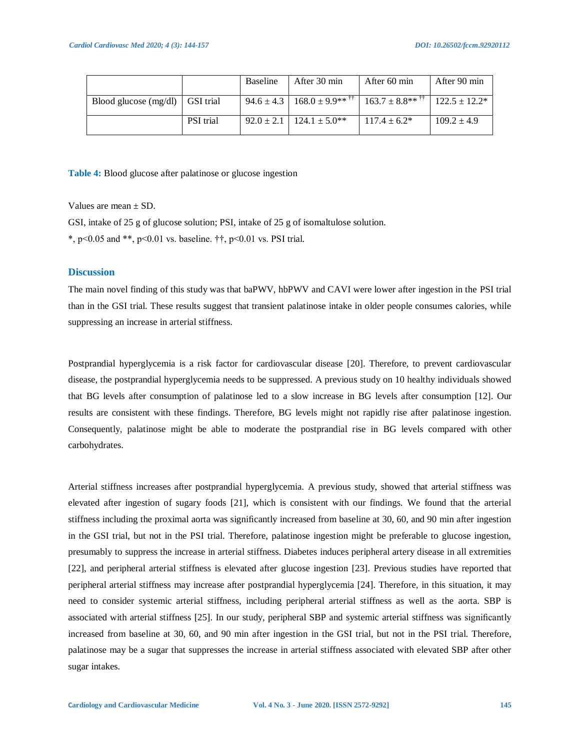| | | Baseline | After 30 min | After 60 min | After 90 min |
|---|---|---|---|---|---|
| Blood glucose (mg/dl) | GSI trial | 94.6 ± 4.3 | 168.0 ± 9.9** †† | 163.7 ± 8.8** †† | 122.5 ± 12.2* |
| | PSI trial | 92.0 ± 2.1 | 124.1 ± 5.0** | 117.4 ± 6.2* | 109.2 ± 4.9 |

**Table 4:** Blood glucose after palatinose or glucose ingestion

Values are mean ± SD.

GSI, intake of 25 g of glucose solution; PSI, intake of 25 g of isomaltulose solution.

*, $p<0.05$ and **, $p<0.01$ vs. baseline. ††, $p<0.01$ vs. PSI trial.

## Discussion

The main novel finding of this study was that baPWV, hbPWV and CAVI were lower after ingestion in the PSI trial than in the GSI trial. These results suggest that transient palatinose intake in older people consumes calories, while suppressing an increase in arterial stiffness.

Postprandial hyperglycemia is a risk factor for cardiovascular disease [20]. Therefore, to prevent cardiovascular disease, the postprandial hyperglycemia needs to be suppressed. A previous study on 10 healthy individuals showed that BG levels after consumption of palatinose led to a slow increase in BG levels after consumption [12]. Our results are consistent with these findings. Therefore, BG levels might not rapidly rise after palatinose ingestion. Consequently, palatinose might be able to moderate the postprandial rise in BG levels compared with other carbohydrates.

Arterial stiffness increases after postprandial hyperglycemia. A previous study, showed that arterial stiffness was elevated after ingestion of sugary foods [21], which is consistent with our findings. We found that the arterial stiffness including the proximal aorta was significantly increased from baseline at 30, 60, and 90 min after ingestion in the GSI trial, but not in the PSI trial. Therefore, palatinose ingestion might be preferable to glucose ingestion, presumably to suppress the increase in arterial stiffness. Diabetes induces peripheral artery disease in all extremities [22], and peripheral arterial stiffness is elevated after glucose ingestion [23]. Previous studies have reported that peripheral arterial stiffness may increase after postprandial hyperglycemia [24]. Therefore, in this situation, it may need to consider systemic arterial stiffness, including peripheral arterial stiffness as well as the aorta. SBP is associated with arterial stiffness [25]. In our study, peripheral SBP and systemic arterial stiffness was significantly increased from baseline at 30, 60, and 90 min after ingestion in the GSI trial, but not in the PSI trial. Therefore, palatinose may be a sugar that suppresses the increase in arterial stiffness associated with elevated SBP after other sugar intakes.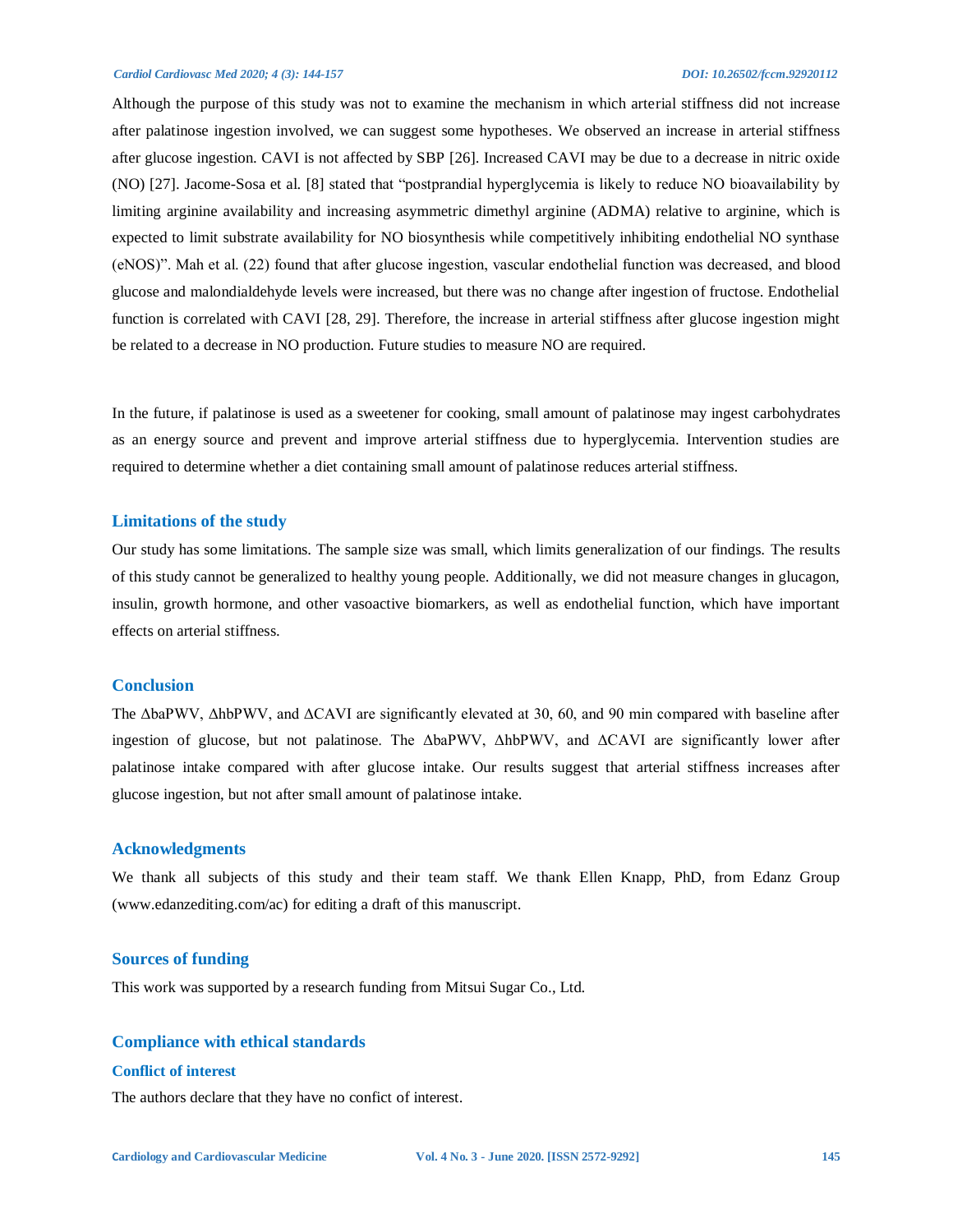Although the purpose of this study was not to examine the mechanism in which arterial stiffness did not increase after palatinose ingestion involved, we can suggest some hypotheses. We observed an increase in arterial stiffness after glucose ingestion. CAVI is not affected by SBP [26]. Increased CAVI may be due to a decrease in nitric oxide (NO) [27]. Jacome-Sosa et al. [8] stated that "postprandial hyperglycemia is likely to reduce NO bioavailability by limiting arginine availability and increasing asymmetric dimethyl arginine (ADMA) relative to arginine, which is expected to limit substrate availability for NO biosynthesis while competitively inhibiting endothelial NO synthase (eNOS)". Mah et al. (22) found that after glucose ingestion, vascular endothelial function was decreased, and blood glucose and malondialdehyde levels were increased, but there was no change after ingestion of fructose. Endothelial function is correlated with CAVI [28, 29]. Therefore, the increase in arterial stiffness after glucose ingestion might be related to a decrease in NO production. Future studies to measure NO are required.

In the future, if palatinose is used as a sweetener for cooking, small amount of palatinose may ingest carbohydrates as an energy source and prevent and improve arterial stiffness due to hyperglycemia. Intervention studies are required to determine whether a diet containing small amount of palatinose reduces arterial stiffness.

## Limitations of the study

Our study has some limitations. The sample size was small, which limits generalization of our findings. The results of this study cannot be generalized to healthy young people. Additionally, we did not measure changes in glucagon, insulin, growth hormone, and other vasoactive biomarkers, as well as endothelial function, which have important effects on arterial stiffness.

## Conclusion

The ΔbaPWV, ΔhbPWV, and ΔCAVI are significantly elevated at 30, 60, and 90 min compared with baseline after ingestion of glucose, but not palatinose. The ΔbaPWV, ΔhbPWV, and ΔCAVI are significantly lower after palatinose intake compared with after glucose intake. Our results suggest that arterial stiffness increases after glucose ingestion, but not after small amount of palatinose intake.

## Acknowledgments

We thank all subjects of this study and their team staff. We thank Ellen Knapp, PhD, from Edanz Group (www.edanzediting.com/ac) for editing a draft of this manuscript.

## Sources of funding

This work was supported by a research funding from Mitsui Sugar Co., Ltd.

## Compliance with ethical standards

### Conflict of interest

The authors declare that they have no confict of interest.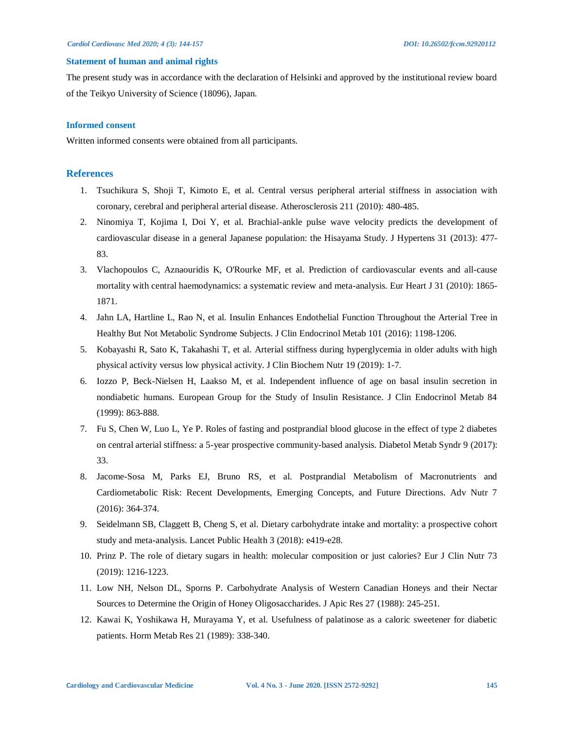### Statement of human and animal rights

The present study was in accordance with the declaration of Helsinki and approved by the institutional review board of the Teikyo University of Science (18096), Japan.

### Informed consent

Written informed consents were obtained from all participants.

## References

1. Tsuchikura S, Shoji T, Kimoto E, et al. Central versus peripheral arterial stiffness in association with coronary, cerebral and peripheral arterial disease. Atherosclerosis 211 (2010): 480-485.
2. Ninomiya T, Kojima I, Doi Y, et al. Brachial-ankle pulse wave velocity predicts the development of cardiovascular disease in a general Japanese population: the Hisayama Study. J Hypertens 31 (2013): 477-83.
3. Vlachopoulos C, Aznaouridis K, O'Rourke MF, et al. Prediction of cardiovascular events and all-cause mortality with central haemodynamics: a systematic review and meta-analysis. Eur Heart J 31 (2010): 1865-1871.
4. Jahn LA, Hartline L, Rao N, et al. Insulin Enhances Endothelial Function Throughout the Arterial Tree in Healthy But Not Metabolic Syndrome Subjects. J Clin Endocrinol Metab 101 (2016): 1198-1206.
5. Kobayashi R, Sato K, Takahashi T, et al. Arterial stiffness during hyperglycemia in older adults with high physical activity versus low physical activity. J Clin Biochem Nutr 19 (2019): 1-7.
6. Iozzo P, Beck-Nielsen H, Laakso M, et al. Independent influence of age on basal insulin secretion in nondiabetic humans. European Group for the Study of Insulin Resistance. J Clin Endocrinol Metab 84 (1999): 863-888.
7. Fu S, Chen W, Luo L, Ye P. Roles of fasting and postprandial blood glucose in the effect of type 2 diabetes on central arterial stiffness: a 5-year prospective community-based analysis. Diabetol Metab Syndr 9 (2017): 33.
8. Jacome-Sosa M, Parks EJ, Bruno RS, et al. Postprandial Metabolism of Macronutrients and Cardiometabolic Risk: Recent Developments, Emerging Concepts, and Future Directions. Adv Nutr 7 (2016): 364-374.
9. Seidelmann SB, Claggett B, Cheng S, et al. Dietary carbohydrate intake and mortality: a prospective cohort study and meta-analysis. Lancet Public Health 3 (2018): e419-e28.
10. Prinz P. The role of dietary sugars in health: molecular composition or just calories? Eur J Clin Nutr 73 (2019): 1216-1223.
11. Low NH, Nelson DL, Sporns P. Carbohydrate Analysis of Western Canadian Honeys and their Nectar Sources to Determine the Origin of Honey Oligosaccharides. J Apic Res 27 (1988): 245-251.
12. Kawai K, Yoshikawa H, Murayama Y, et al. Usefulness of palatinose as a caloric sweetener for diabetic patients. Horm Metab Res 21 (1989): 338-340.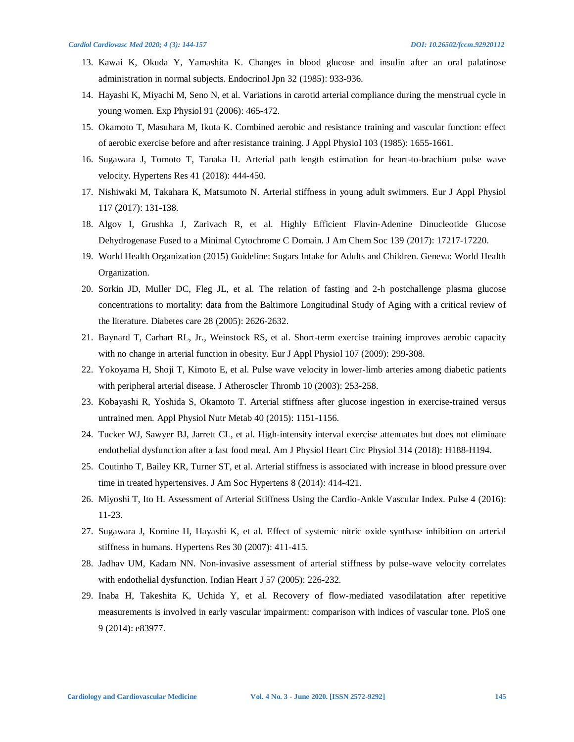13. Kawai K, Okuda Y, Yamashita K. Changes in blood glucose and insulin after an oral palatinose administration in normal subjects. Endocrinol Jpn 32 (1985): 933-936.
14. Hayashi K, Miyachi M, Seno N, et al. Variations in carotid arterial compliance during the menstrual cycle in young women. Exp Physiol 91 (2006): 465-472.
15. Okamoto T, Masuhara M, Ikuta K. Combined aerobic and resistance training and vascular function: effect of aerobic exercise before and after resistance training. J Appl Physiol 103 (1985): 1655-1661.
16. Sugawara J, Tomoto T, Tanaka H. Arterial path length estimation for heart-to-brachium pulse wave velocity. Hypertens Res 41 (2018): 444-450.
17. Nishiwaki M, Takahara K, Matsumoto N. Arterial stiffness in young adult swimmers. Eur J Appl Physiol 117 (2017): 131-138.
18. Algov I, Grushka J, Zarivach R, et al. Highly Efficient Flavin-Adenine Dinucleotide Glucose Dehydrogenase Fused to a Minimal Cytochrome C Domain. J Am Chem Soc 139 (2017): 17217-17220.
19. World Health Organization (2015) Guideline: Sugars Intake for Adults and Children. Geneva: World Health Organization.
20. Sorkin JD, Muller DC, Fleg JL, et al. The relation of fasting and 2-h postchallenge plasma glucose concentrations to mortality: data from the Baltimore Longitudinal Study of Aging with a critical review of the literature. Diabetes care 28 (2005): 2626-2632.
21. Baynard T, Carhart RL, Jr., Weinstock RS, et al. Short-term exercise training improves aerobic capacity with no change in arterial function in obesity. Eur J Appl Physiol 107 (2009): 299-308.
22. Yokoyama H, Shoji T, Kimoto E, et al. Pulse wave velocity in lower-limb arteries among diabetic patients with peripheral arterial disease. J Atheroscler Thromb 10 (2003): 253-258.
23. Kobayashi R, Yoshida S, Okamoto T. Arterial stiffness after glucose ingestion in exercise-trained versus untrained men. Appl Physiol Nutr Metab 40 (2015): 1151-1156.
24. Tucker WJ, Sawyer BJ, Jarrett CL, et al. High-intensity interval exercise attenuates but does not eliminate endothelial dysfunction after a fast food meal. Am J Physiol Heart Circ Physiol 314 (2018): H188-H194.
25. Coutinho T, Bailey KR, Turner ST, et al. Arterial stiffness is associated with increase in blood pressure over time in treated hypertensives. J Am Soc Hypertens 8 (2014): 414-421.
26. Miyoshi T, Ito H. Assessment of Arterial Stiffness Using the Cardio-Ankle Vascular Index. Pulse 4 (2016): 11-23.
27. Sugawara J, Komine H, Hayashi K, et al. Effect of systemic nitric oxide synthase inhibition on arterial stiffness in humans. Hypertens Res 30 (2007): 411-415.
28. Jadhav UM, Kadam NN. Non-invasive assessment of arterial stiffness by pulse-wave velocity correlates with endothelial dysfunction. Indian Heart J 57 (2005): 226-232.
29. Inaba H, Takeshita K, Uchida Y, et al. Recovery of flow-mediated vasodilatation after repetitive measurements is involved in early vascular impairment: comparison with indices of vascular tone. PloS one 9 (2014): e83977.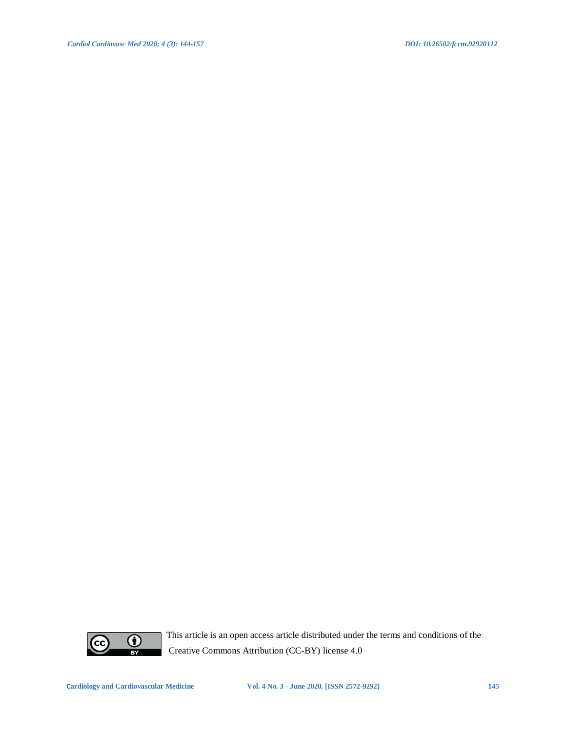This article is an open access article distributed under the terms and conditions of the Creative Commons Attribution (CC-BY) license 4.0